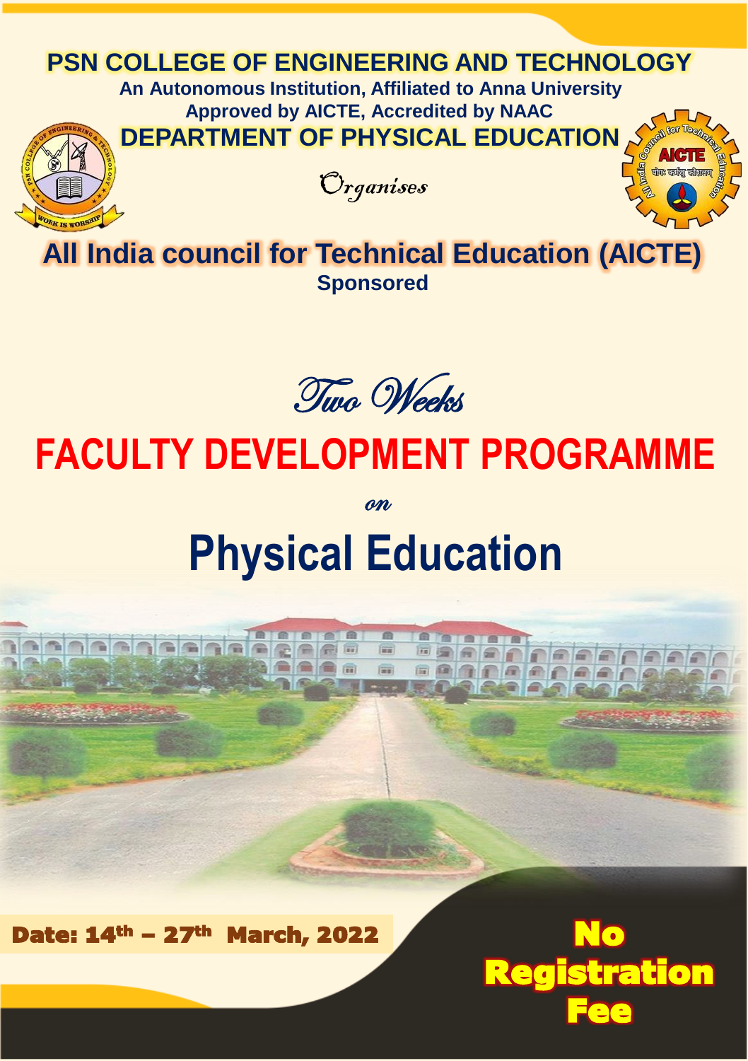# PSN COLLEGE OF ENGINEERING AND TECHNOLOGY

**An Autonomous Institution, Affiliated to Anna University**

**Approved by AICTE, Accredited by NAAC**

## DEPARTMENT OF PHYSICAL EDUCATION

*Organises*

## All India council for Technical Education (AICTE)

**Sponsored**

*Two Weeks*

# FACULTY DEVELOPMENT PROGRAMME

*on*

# Physical Education

**Date: 14th – 27th March, 2022**

**No Registration Fee**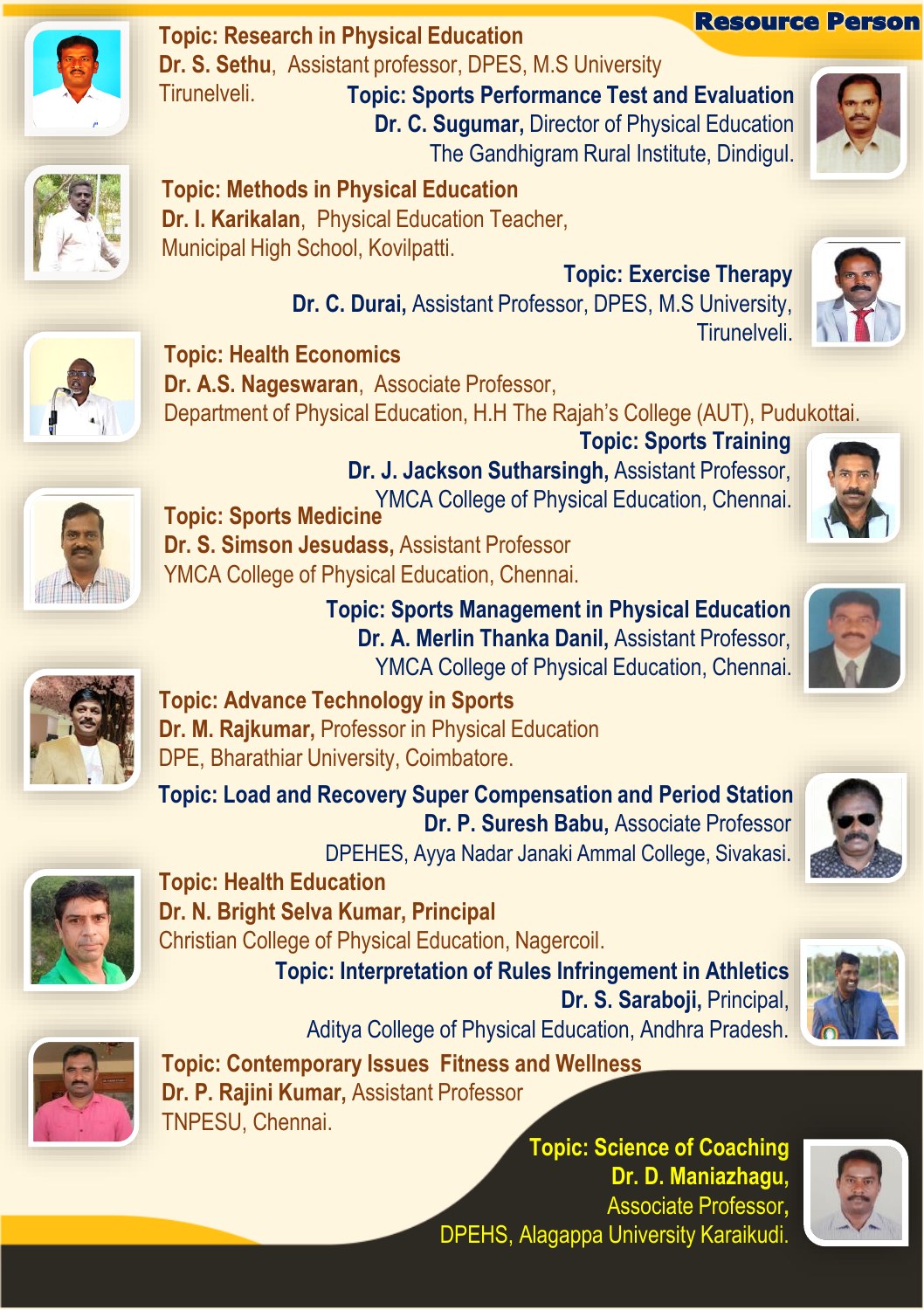## Resource Person

**Topic: Research in Physical Education**
**Dr. S. Sethu**, Assistant professor, DPES, M.S University
Tirunelveli.

**Topic: Sports Performance Test and Evaluation**
**Dr. C. Sugumar,** Director of Physical Education
The Gandhigram Rural Institute, Dindigul.

**Topic: Methods in Physical Education**
**Dr. I. Karikalan**, Physical Education Teacher,
Municipal High School, Kovilpatti.

**Topic: Exercise Therapy**
**Dr. C. Durai,** Assistant Professor, DPES, M.S University,
Tirunelveli.

**Topic: Health Economics**
**Dr. A.S. Nageswaran**, Associate Professor,
Department of Physical Education, H.H The Rajah's College (AUT), Pudukottai.

**Topic: Sports Training**
**Dr. J. Jackson Sutharsingh,** Assistant Professor,
YMCA College of Physical Education, Chennai.

**Topic: Sports Medicine**
**Dr. S. Simson Jesudass,** Assistant Professor
YMCA College of Physical Education, Chennai.

**Topic: Sports Management in Physical Education**
**Dr. A. Merlin Thanka Danil,** Assistant Professor,
YMCA College of Physical Education, Chennai.

**Topic: Advance Technology in Sports**
**Dr. M. Rajkumar,** Professor in Physical Education
DPE, Bharathiar University, Coimbatore.

**Topic: Load and Recovery Super Compensation and Period Station**
**Dr. P. Suresh Babu,** Associate Professor
DPEHES, Ayya Nadar Janaki Ammal College, Sivakasi.

**Topic: Health Education**
**Dr. N. Bright Selva Kumar, Principal**
Christian College of Physical Education, Nagercoil.

**Topic: Interpretation of Rules Infringement in Athletics**
**Dr. S. Saraboji,** Principal,
Aditya College of Physical Education, Andhra Pradesh.

**Topic: Contemporary Issues Fitness and Wellness**
**Dr. P. Rajini Kumar,** Assistant Professor
TNPESU, Chennai.

**Topic: Science of Coaching**
**Dr. D. Maniazhagu,**
Associate Professor,
DPEHS, Alagappa University Karaikudi.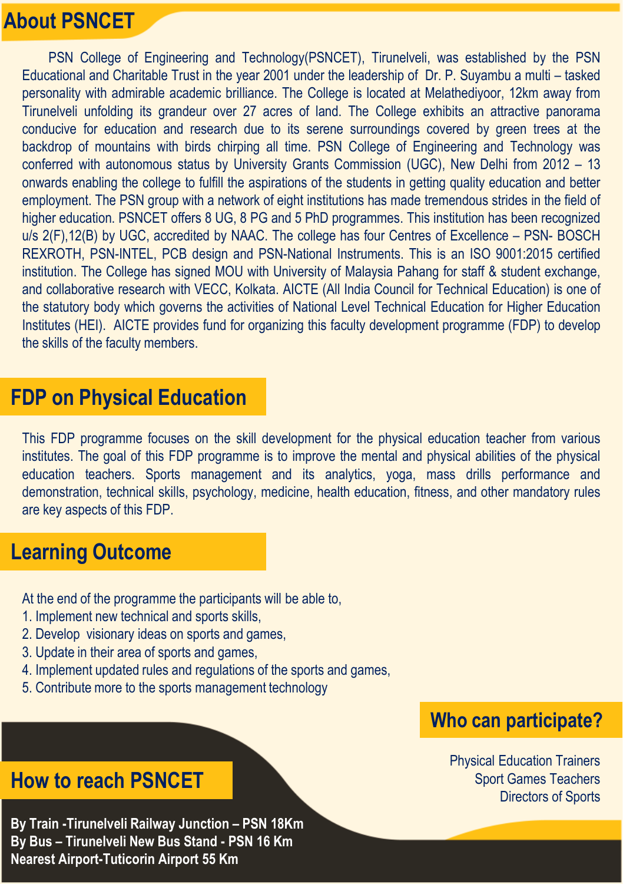## About PSNCET

PSN College of Engineering and Technology(PSNCET), Tirunelveli, was established by the PSN Educational and Charitable Trust in the year 2001 under the leadership of Dr. P. Suyambu a multi – tasked personality with admirable academic brilliance. The College is located at Melathediyoor, 12km away from Tirunelveli unfolding its grandeur over 27 acres of land. The College exhibits an attractive panorama conducive for education and research due to its serene surroundings covered by green trees at the backdrop of mountains with birds chirping all time. PSN College of Engineering and Technology was conferred with autonomous status by University Grants Commission (UGC), New Delhi from 2012 – 13 onwards enabling the college to fulfill the aspirations of the students in getting quality education and better employment. The PSN group with a network of eight institutions has made tremendous strides in the field of higher education. PSNCET offers 8 UG, 8 PG and 5 PhD programmes. This institution has been recognized u/s 2(F),12(B) by UGC, accredited by NAAC. The college has four Centres of Excellence – PSN- BOSCH REXROTH, PSN-INTEL, PCB design and PSN-National Instruments. This is an ISO 9001:2015 certified institution. The College has signed MOU with University of Malaysia Pahang for staff & student exchange, and collaborative research with VECC, Kolkata. AICTE (All India Council for Technical Education) is one of the statutory body which governs the activities of National Level Technical Education for Higher Education Institutes (HEI). AICTE provides fund for organizing this faculty development programme (FDP) to develop the skills of the faculty members.

## FDP on Physical Education

This FDP programme focuses on the skill development for the physical education teacher from various institutes. The goal of this FDP programme is to improve the mental and physical abilities of the physical education teachers. Sports management and its analytics, yoga, mass drills performance and demonstration, technical skills, psychology, medicine, health education, fitness, and other mandatory rules are key aspects of this FDP.

## Learning Outcome

At the end of the programme the participants will be able to,

1. Implement new technical and sports skills,
2. Develop visionary ideas on sports and games,
3. Update in their area of sports and games,
4. Implement updated rules and regulations of the sports and games,
5. Contribute more to the sports management technology

## Who can participate?

Physical Education Trainers
Sport Games Teachers
Directors of Sports

## How to reach PSNCET

**By Train -Tirunelveli Railway Junction – PSN 18Km**
**By Bus – Tirunelveli New Bus Stand - PSN 16 Km**
**Nearest Airport-Tuticorin Airport 55 Km**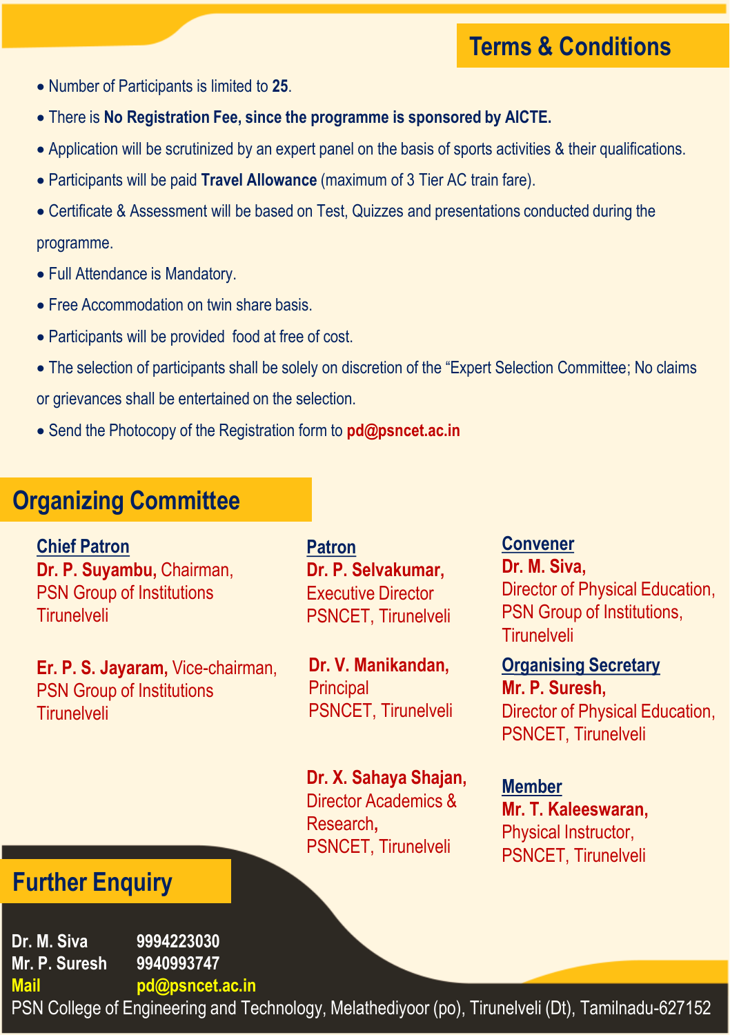## Terms & Conditions

- Number of Participants is limited to **25**.
- There is **No Registration Fee, since the programme is sponsored by AICTE.**
- Application will be scrutinized by an expert panel on the basis of sports activities & their qualifications.
- Participants will be paid **Travel Allowance** (maximum of 3 Tier AC train fare).
- Certificate & Assessment will be based on Test, Quizzes and presentations conducted during the programme.
- Full Attendance is Mandatory.
- Free Accommodation on twin share basis.
- Participants will be provided food at free of cost.
- The selection of participants shall be solely on discretion of the "Expert Selection Committee; No claims or grievances shall be entertained on the selection.
- Send the Photocopy of the Registration form to **pd@psncet.ac.in**

## Organizing Committee

**Chief Patron**

**Dr. P. Suyambu,** Chairman,
PSN Group of Institutions
Tirunelveli

**Er. P. S. Jayaram,** Vice-chairman,
PSN Group of Institutions
Tirunelveli

**Patron**

**Dr. P. Selvakumar,**
Executive Director
PSNCET, Tirunelveli

**Dr. V. Manikandan,**
Principal
PSNCET, Tirunelveli

**Dr. X. Sahaya Shajan,**
Director Academics & Research,
PSNCET, Tirunelveli

**Convener**

**Dr. M. Siva,**
Director of Physical Education,
PSN Group of Institutions,
Tirunelveli

**Organising Secretary**

**Mr. P. Suresh,**
Director of Physical Education,
PSNCET, Tirunelveli

**Member**

**Mr. T. Kaleeswaran,**
Physical Instructor,
PSNCET, Tirunelveli

## Further Enquiry

**Dr. M. Siva** 9994223030
**Mr. P. Suresh** 9940993747
**Mail** pd@psncet.ac.in

PSN College of Engineering and Technology, Melathediyoor (po), Tirunelveli (Dt), Tamilnadu-627152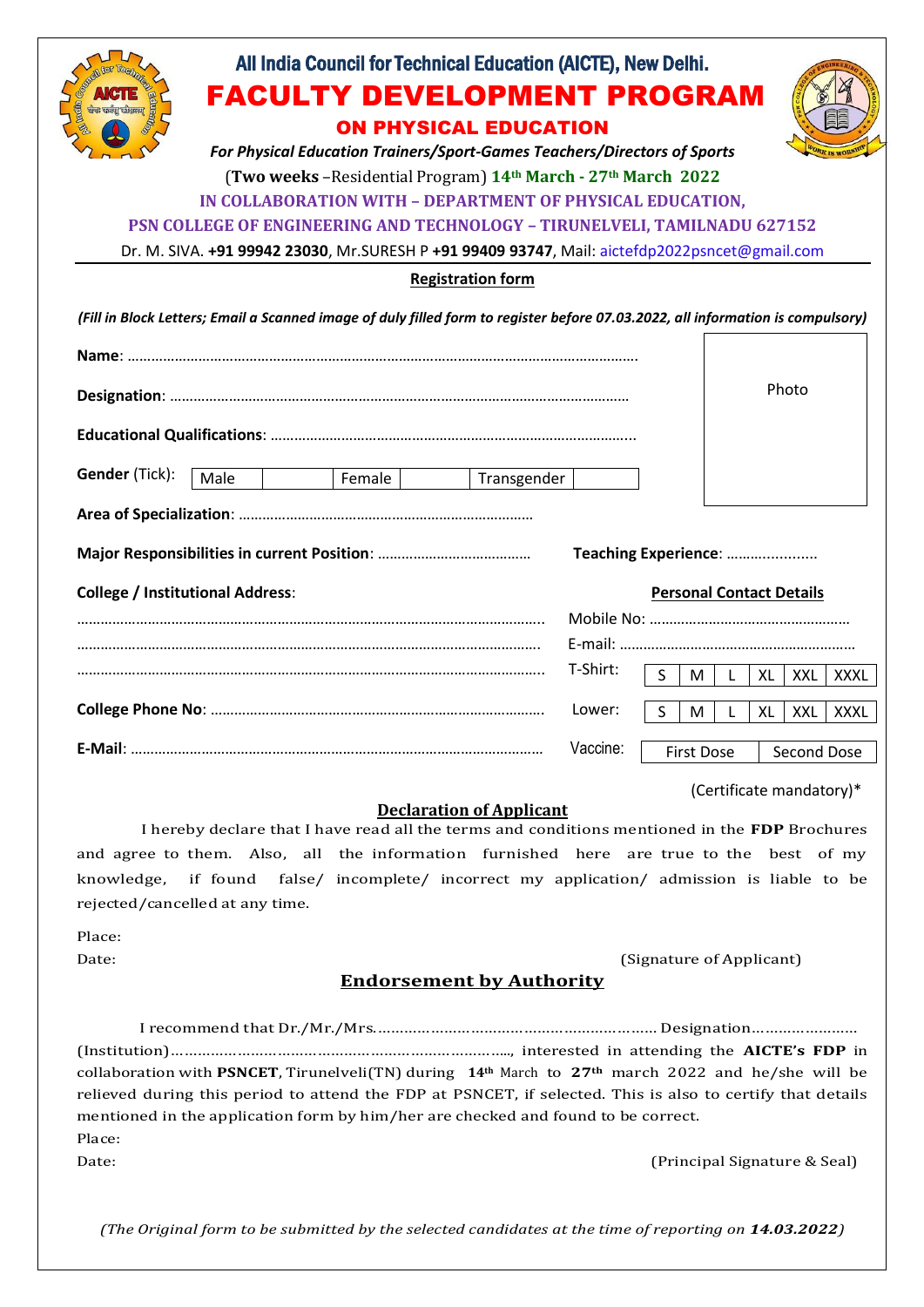# All India Council for Technical Education (AICTE), New Delhi.

# FACULTY DEVELOPMENT PROGRAM

## ON PHYSICAL EDUCATION

***For Physical Education Trainers/Sport-Games Teachers/Directors of Sports***

(**Two weeks** –Residential Program) **14th March - 27th March 2022**

**IN COLLABORATION WITH – DEPARTMENT OF PHYSICAL EDUCATION,**

**PSN COLLEGE OF ENGINEERING AND TECHNOLOGY – TIRUNELVELI, TAMILNADU 627152**

Dr. M. SIVA. **+91 99942 23030**, Mr.SURESH P **+91 99409 93747**, Mail: aictefdp2022psncet@gmail.com

## Registration form

***(Fill in Block Letters; Email a Scanned image of duly filled form to register before 07.03.2022, all information is compulsory)***

Photo

**Name**: ……………………………………………………………………………………………………………

**Designation**: ………………………………………………………………………………………………

**Educational Qualifications**: …………………………………………………………………………………

**Gender** (Tick):

| Male | | Female | | Transgender | |
|---|---|---|---|---|---|

**Area of Specialization**: ………………………………………………………………

**Major Responsibilities in current Position**: …………………………………

**Teaching Experience**: …………………

**College / Institutional Address**:

……………………………………………………………………………………………………

……………………………………………………………………………………………………

……………………………………………………………………………………………………

**College Phone No**: ……………………………………………………………………………

**E-Mail**: ……………………………………………………………………………………………

**Personal Contact Details**

Mobile No: …………………………………………

E-mail: ………………………………………………

T-Shirt:

| S | M | L | XL | XXL | XXXL |
|---|---|---|---|---|---|

Lower:

| S | M | L | XL | XXL | XXXL |
|---|---|---|---|---|---|

Vaccine:

| First Dose | Second Dose |
|---|---|

(Certificate mandatory)*

## Declaration of Applicant

I hereby declare that I have read all the terms and conditions mentioned in the **FDP** Brochures and agree to them. Also, all the information furnished here are true to the best of my knowledge, if found false/ incomplete/ incorrect my application/ admission is liable to be rejected/cancelled at any time.

Place:

Date: (Signature of Applicant)

## Endorsement by Authority

I recommend that Dr./Mr./Mrs.…………………………………………………… Designation…………………… (Institution)………………………………………………………………, interested in attending the **AICTE's FDP** in collaboration with **PSNCET**, Tirunelveli(TN) during **14th** March to **27th** march 2022 and he/she will be relieved during this period to attend the FDP at PSNCET, if selected. This is also to certify that details mentioned in the application form by him/her are checked and found to be correct.

Place:

Date: (Principal Signature & Seal)

*(The Original form to be submitted by the selected candidates at the time of reporting on **14.03.2022**)*